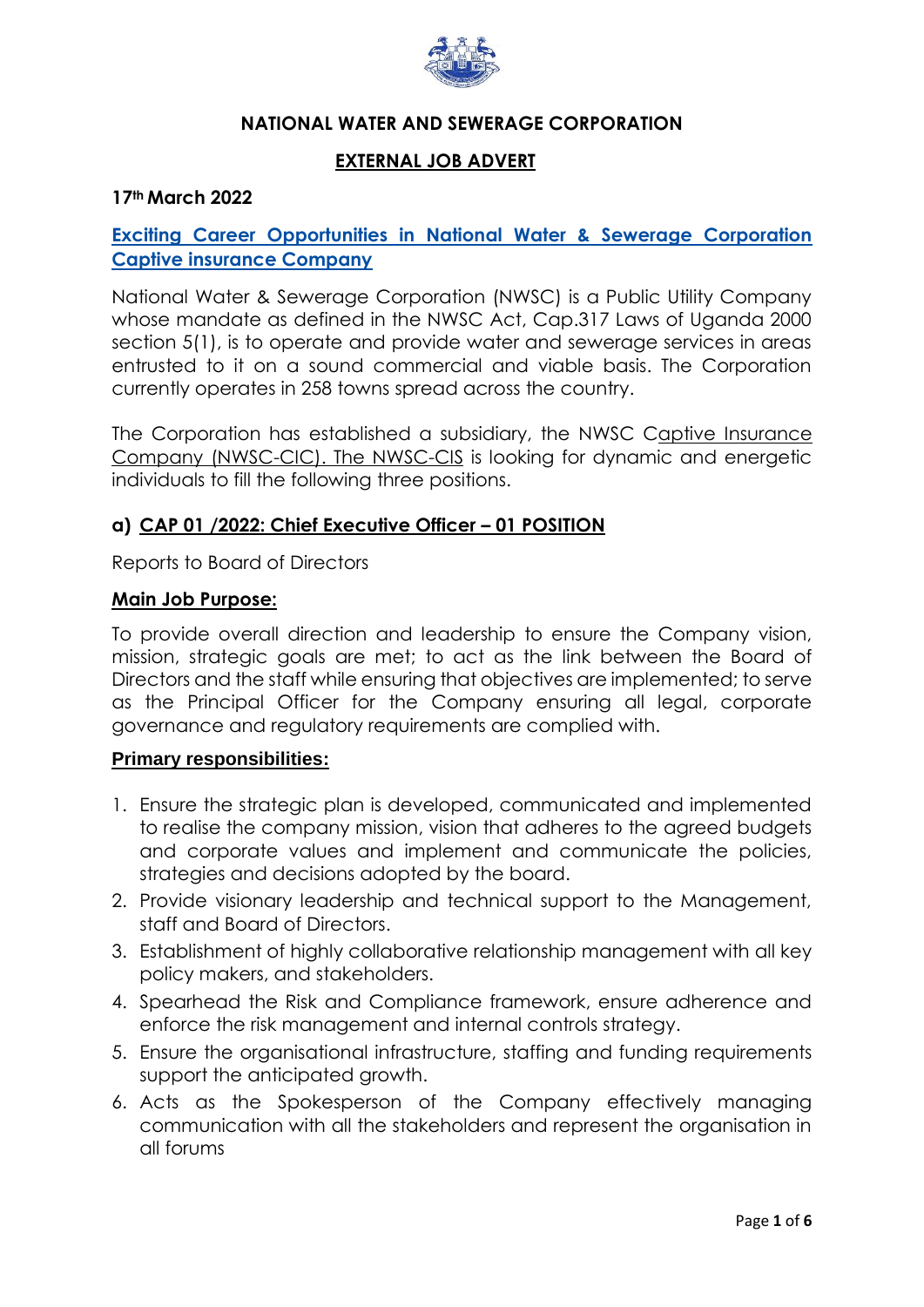**NATIONAL WATER AND SEWERAGE CORPORATION**

**EXTERNAL JOB ADVERT**

**17th March 2022**

**Exciting Career Opportunities in National Water & Sewerage Corporation Captive insurance Company**

National Water & Sewerage Corporation (NWSC) is a Public Utility Company whose mandate as defined in the NWSC Act, Cap.317 Laws of Uganda 2000 section 5(1), is to operate and provide water and sewerage services in areas entrusted to it on a sound commercial and viable basis. The Corporation currently operates in 258 towns spread across the country.

The Corporation has established a subsidiary, the NWSC Captive Insurance Company (NWSC-CIC). The NWSC-CIS is looking for dynamic and energetic individuals to fill the following three positions.

## a) CAP 01 /2022: Chief Executive Officer – 01 POSITION

Reports to Board of Directors

### Main Job Purpose:

To provide overall direction and leadership to ensure the Company vision, mission, strategic goals are met; to act as the link between the Board of Directors and the staff while ensuring that objectives are implemented; to serve as the Principal Officer for the Company ensuring all legal, corporate governance and regulatory requirements are complied with.

### Primary responsibilities:

1. Ensure the strategic plan is developed, communicated and implemented to realise the company mission, vision that adheres to the agreed budgets and corporate values and implement and communicate the policies, strategies and decisions adopted by the board.
2. Provide visionary leadership and technical support to the Management, staff and Board of Directors.
3. Establishment of highly collaborative relationship management with all key policy makers, and stakeholders.
4. Spearhead the Risk and Compliance framework, ensure adherence and enforce the risk management and internal controls strategy.
5. Ensure the organisational infrastructure, staffing and funding requirements support the anticipated growth.
6. Acts as the Spokesperson of the Company effectively managing communication with all the stakeholders and represent the organisation in all forums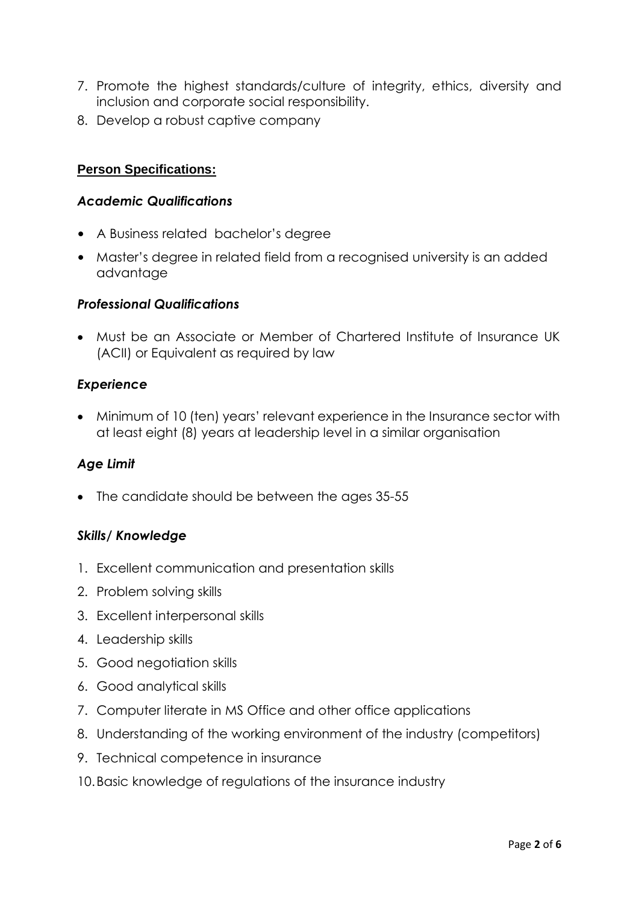7. Promote the highest standards/culture of integrity, ethics, diversity and inclusion and corporate social responsibility.
8. Develop a robust captive company

## Person Specifications:

### *Academic Qualifications*

- A Business related bachelor's degree
- Master's degree in related field from a recognised university is an added advantage

### *Professional Qualifications*

- Must be an Associate or Member of Chartered Institute of Insurance UK (ACII) or Equivalent as required by law

### *Experience*

- Minimum of 10 (ten) years' relevant experience in the Insurance sector with at least eight (8) years at leadership level in a similar organisation

### *Age Limit*

- The candidate should be between the ages 35-55

### *Skills/ Knowledge*

1. Excellent communication and presentation skills
2. Problem solving skills
3. Excellent interpersonal skills
4. Leadership skills
5. Good negotiation skills
6. Good analytical skills
7. Computer literate in MS Office and other office applications
8. Understanding of the working environment of the industry (competitors)
9. Technical competence in insurance
10. Basic knowledge of regulations of the insurance industry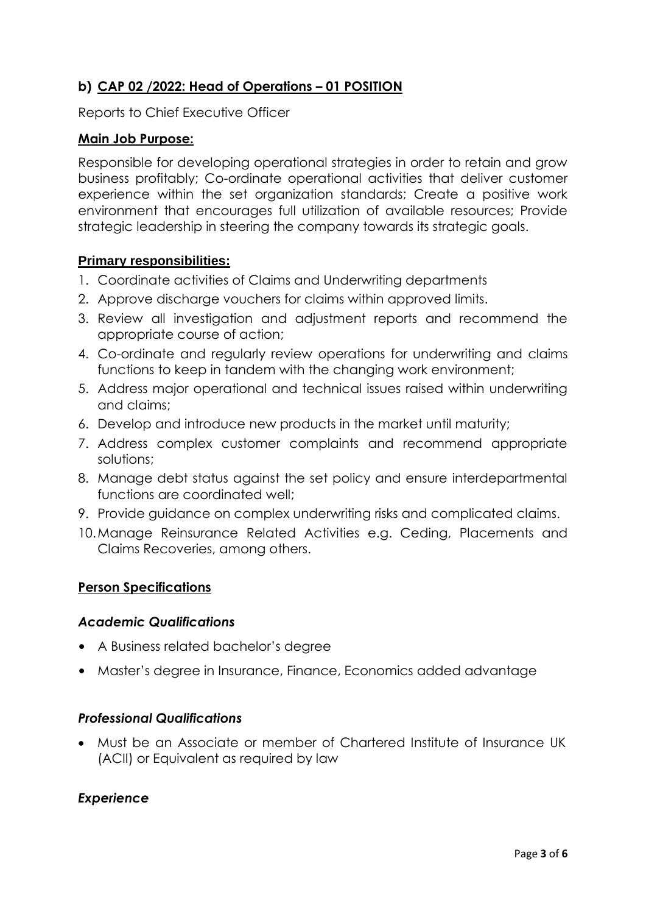## b) CAP 02 /2022: Head of Operations – 01 POSITION

Reports to Chief Executive Officer

### Main Job Purpose:

Responsible for developing operational strategies in order to retain and grow business profitably; Co-ordinate operational activities that deliver customer experience within the set organization standards; Create a positive work environment that encourages full utilization of available resources; Provide strategic leadership in steering the company towards its strategic goals.

### Primary responsibilities:

1. Coordinate activities of Claims and Underwriting departments
2. Approve discharge vouchers for claims within approved limits.
3. Review all investigation and adjustment reports and recommend the appropriate course of action;
4. Co-ordinate and regularly review operations for underwriting and claims functions to keep in tandem with the changing work environment;
5. Address major operational and technical issues raised within underwriting and claims;
6. Develop and introduce new products in the market until maturity;
7. Address complex customer complaints and recommend appropriate solutions;
8. Manage debt status against the set policy and ensure interdepartmental functions are coordinated well;
9. Provide guidance on complex underwriting risks and complicated claims.
10. Manage Reinsurance Related Activities e.g. Ceding, Placements and Claims Recoveries, among others.

### Person Specifications

#### *Academic Qualifications*

- A Business related bachelor's degree
- Master's degree in Insurance, Finance, Economics added advantage

#### *Professional Qualifications*

- Must be an Associate or member of Chartered Institute of Insurance UK (ACII) or Equivalent as required by law

#### *Experience*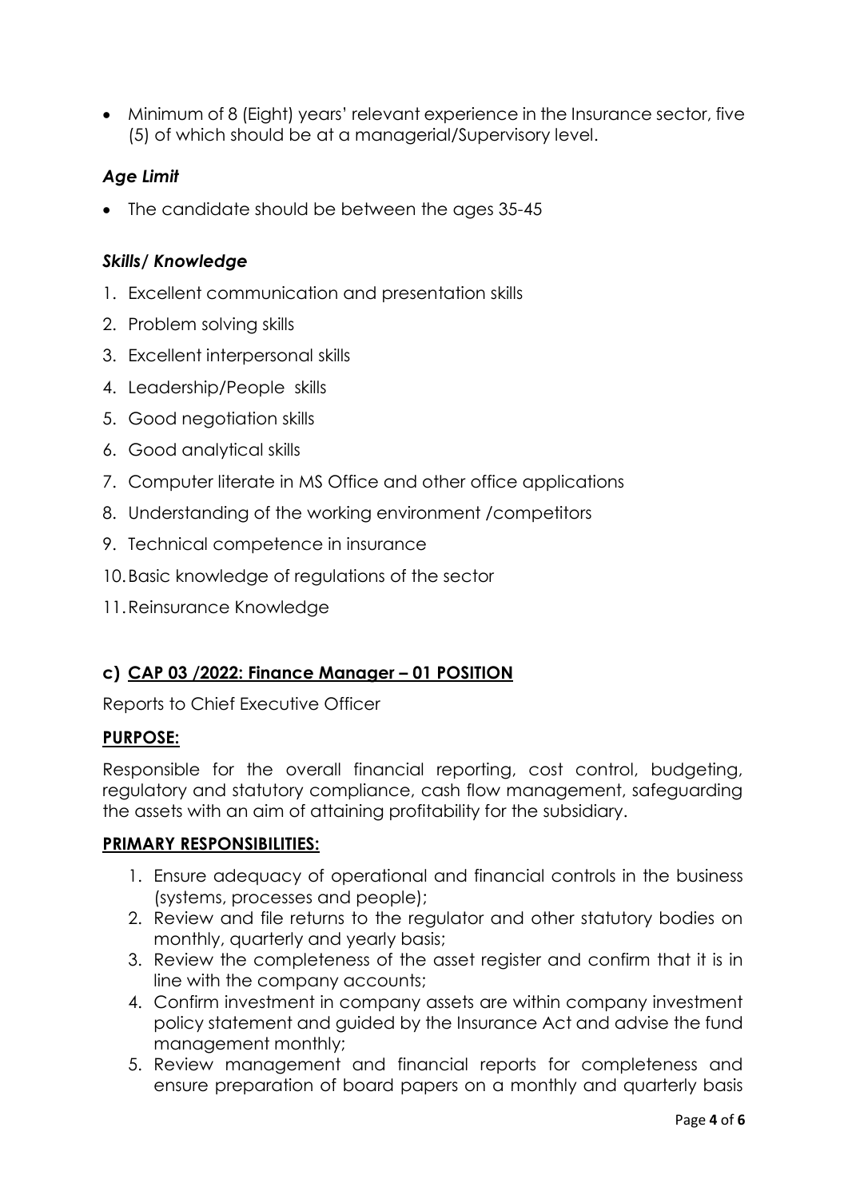- Minimum of 8 (Eight) years' relevant experience in the Insurance sector, five (5) of which should be at a managerial/Supervisory level.

### *Age Limit*

- The candidate should be between the ages 35-45

### *Skills/ Knowledge*

1. Excellent communication and presentation skills
2. Problem solving skills
3. Excellent interpersonal skills
4. Leadership/People skills
5. Good negotiation skills
6. Good analytical skills
7. Computer literate in MS Office and other office applications
8. Understanding of the working environment /competitors
9. Technical competence in insurance
10. Basic knowledge of regulations of the sector
11. Reinsurance Knowledge

## c) CAP 03 /2022: Finance Manager – 01 POSITION

Reports to Chief Executive Officer

**PURPOSE:**

Responsible for the overall financial reporting, cost control, budgeting, regulatory and statutory compliance, cash flow management, safeguarding the assets with an aim of attaining profitability for the subsidiary.

**PRIMARY RESPONSIBILITIES:**

1. Ensure adequacy of operational and financial controls in the business (systems, processes and people);
2. Review and file returns to the regulator and other statutory bodies on monthly, quarterly and yearly basis;
3. Review the completeness of the asset register and confirm that it is in line with the company accounts;
4. Confirm investment in company assets are within company investment policy statement and guided by the Insurance Act and advise the fund management monthly;
5. Review management and financial reports for completeness and ensure preparation of board papers on a monthly and quarterly basis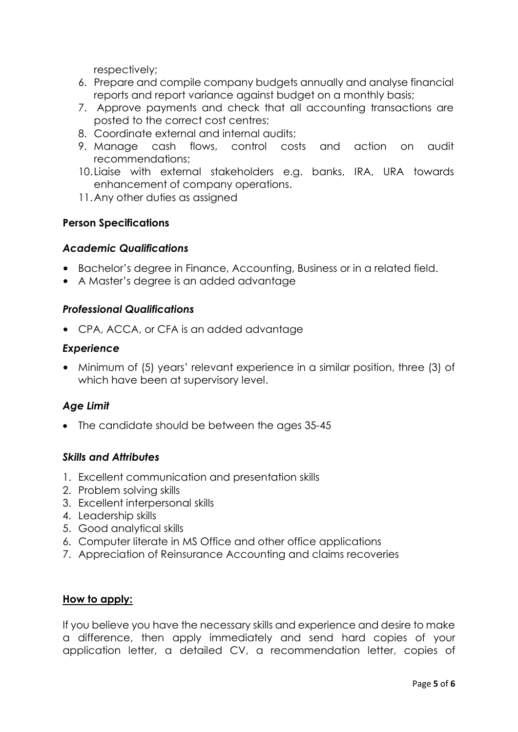respectively;

6. Prepare and compile company budgets annually and analyse financial reports and report variance against budget on a monthly basis;
7. Approve payments and check that all accounting transactions are posted to the correct cost centres;
8. Coordinate external and internal audits;
9. Manage cash flows, control costs and action on audit recommendations;
10. Liaise with external stakeholders e.g. banks, IRA, URA towards enhancement of company operations.
11. Any other duties as assigned

### Person Specifications

#### *Academic Qualifications*

- Bachelor's degree in Finance, Accounting, Business or in a related field.
- A Master's degree is an added advantage

#### *Professional Qualifications*

- CPA, ACCA, or CFA is an added advantage

#### *Experience*

- Minimum of (5) years' relevant experience in a similar position, three (3) of which have been at supervisory level.

#### *Age Limit*

- The candidate should be between the ages 35-45

#### *Skills and Attributes*

1. Excellent communication and presentation skills
2. Problem solving skills
3. Excellent interpersonal skills
4. Leadership skills
5. Good analytical skills
6. Computer literate in MS Office and other office applications
7. Appreciation of Reinsurance Accounting and claims recoveries

### <u>How to apply:</u>

If you believe you have the necessary skills and experience and desire to make a difference, then apply immediately and send hard copies of your application letter, a detailed CV, a recommendation letter, copies of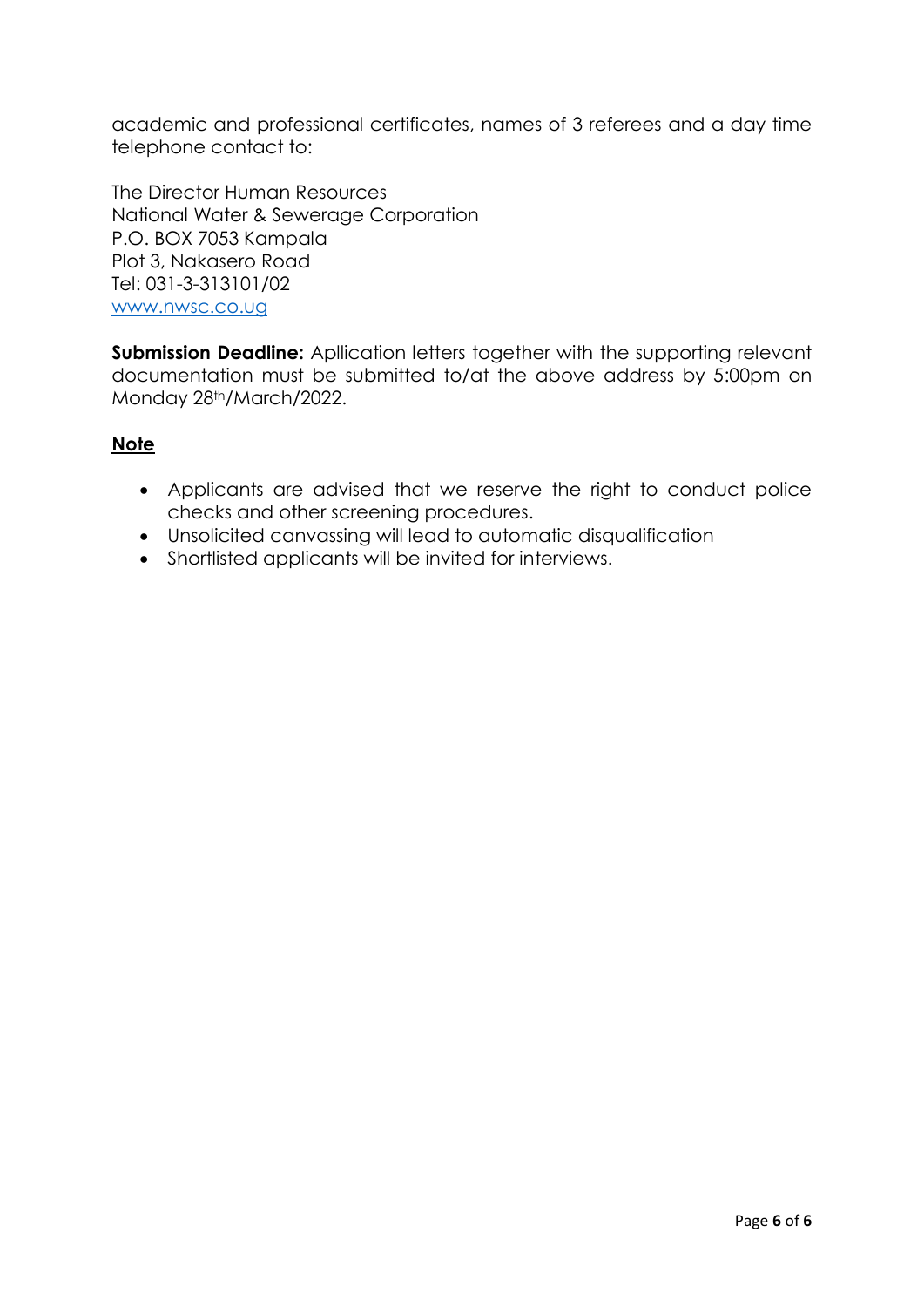academic and professional certificates, names of 3 referees and a day time telephone contact to:

The Director Human Resources  
National Water & Sewerage Corporation  
P.O. BOX 7053 Kampala  
Plot 3, Nakasero Road  
Tel: 031-3-313101/02  
www.nwsc.co.ug

**Submission Deadline:** Apllication letters together with the supporting relevant documentation must be submitted to/at the above address by 5:00pm on Monday 28th/March/2022.

**Note**

- Applicants are advised that we reserve the right to conduct police checks and other screening procedures.
- Unsolicited canvassing will lead to automatic disqualification
- Shortlisted applicants will be invited for interviews.